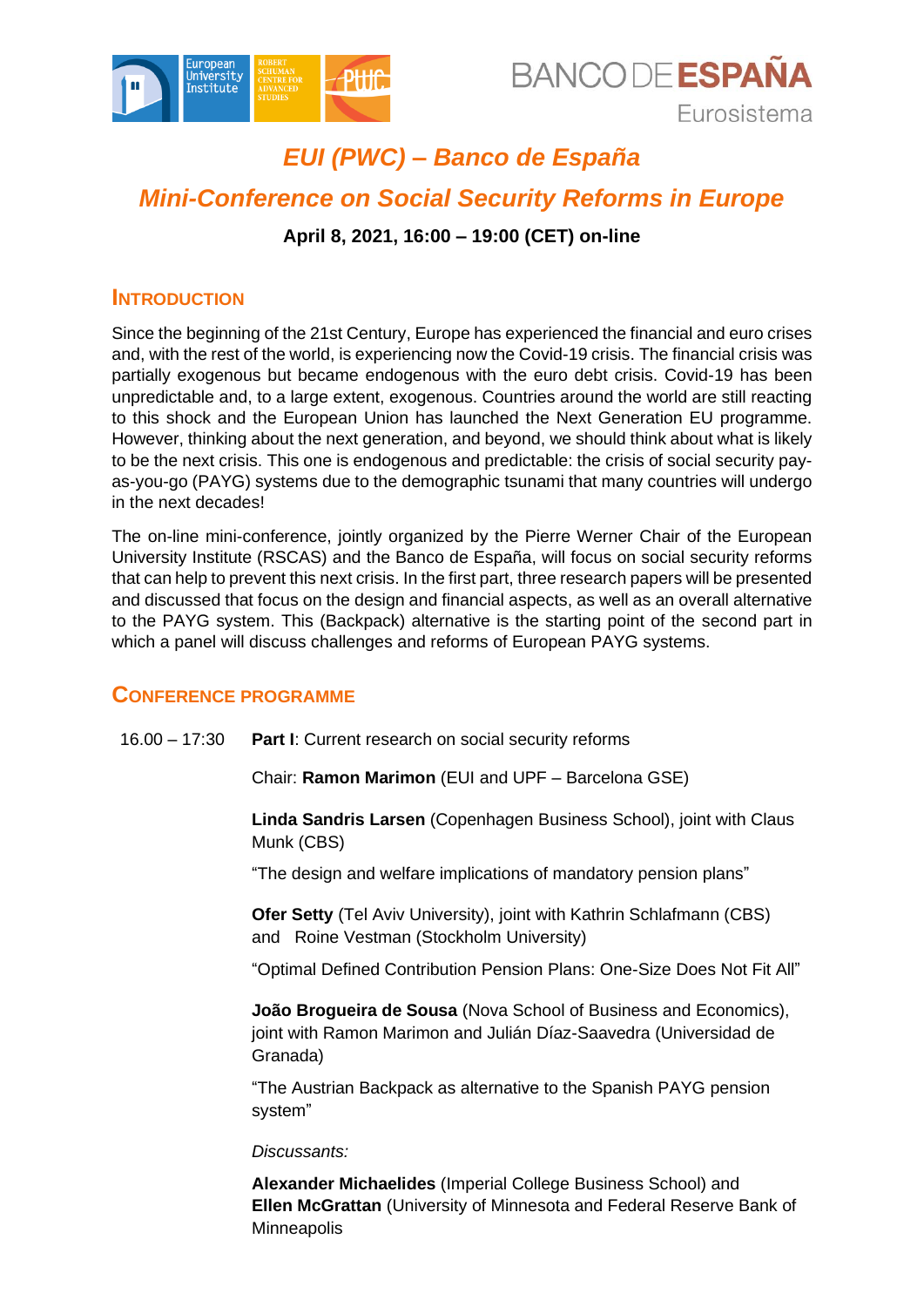# *EUI (PWC) – Banco de España*

# *Mini-Conference on Social Security Reforms in Europe*

**April 8, 2021, 16:00 – 19:00 (CET) on-line**

## INTRODUCTION

Since the beginning of the 21st Century, Europe has experienced the financial and euro crises and, with the rest of the world, is experiencing now the Covid-19 crisis. The financial crisis was partially exogenous but became endogenous with the euro debt crisis. Covid-19 has been unpredictable and, to a large extent, exogenous. Countries around the world are still reacting to this shock and the European Union has launched the Next Generation EU programme. However, thinking about the next generation, and beyond, we should think about what is likely to be the next crisis. This one is endogenous and predictable: the crisis of social security pay-as-you-go (PAYG) systems due to the demographic tsunami that many countries will undergo in the next decades!

The on-line mini-conference, jointly organized by the Pierre Werner Chair of the European University Institute (RSCAS) and the Banco de España, will focus on social security reforms that can help to prevent this next crisis. In the first part, three research papers will be presented and discussed that focus on the design and financial aspects, as well as an overall alternative to the PAYG system. This (Backpack) alternative is the starting point of the second part in which a panel will discuss challenges and reforms of European PAYG systems.

## CONFERENCE PROGRAMME

16.00 – 17:30 **Part I**: Current research on social security reforms

Chair: **Ramon Marimon** (EUI and UPF – Barcelona GSE)

**Linda Sandris Larsen** (Copenhagen Business School), joint with Claus Munk (CBS)

"The design and welfare implications of mandatory pension plans"

**Ofer Setty** (Tel Aviv University), joint with Kathrin Schlafmann (CBS) and Roine Vestman (Stockholm University)

"Optimal Defined Contribution Pension Plans: One-Size Does Not Fit All"

**João Brogueira de Sousa** (Nova School of Business and Economics), joint with Ramon Marimon and Julián Díaz-Saavedra (Universidad de Granada)

"The Austrian Backpack as alternative to the Spanish PAYG pension system"

*Discussants:*

**Alexander Michaelides** (Imperial College Business School) and **Ellen McGrattan** (University of Minnesota and Federal Reserve Bank of Minneapolis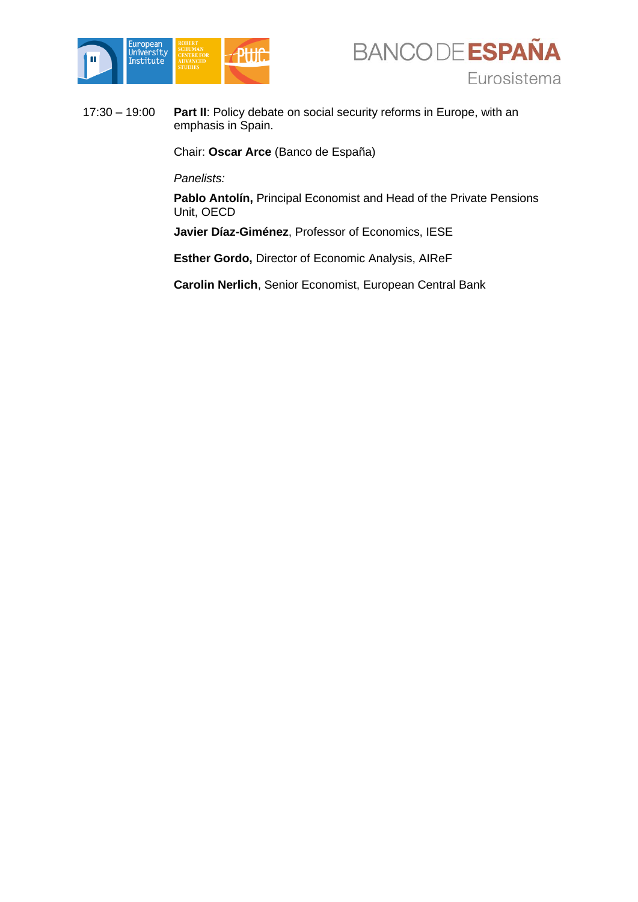17:30 – 19:00 **Part II**: Policy debate on social security reforms in Europe, with an emphasis in Spain.

Chair: **Oscar Arce** (Banco de España)

*Panelists:*

**Pablo Antolín,** Principal Economist and Head of the Private Pensions Unit, OECD

**Javier Díaz-Giménez**, Professor of Economics, IESE

**Esther Gordo,** Director of Economic Analysis, AIReF

**Carolin Nerlich**, Senior Economist, European Central Bank